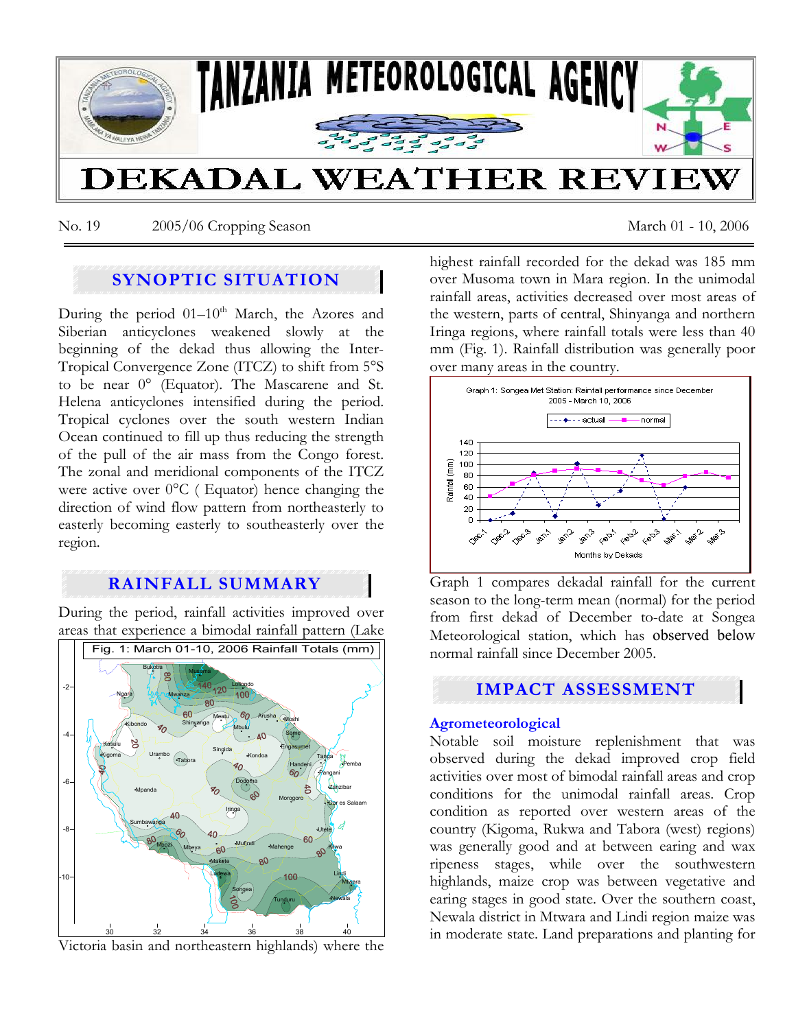# TANZANIA METEOROLOGICAL AGENCY

# DEKADAL WEATHER REVIEW

No. 19 2005/06 Cropping Season March 01 - 10, 2006

## SYNOPTIC SITUATION

During the period 01–10th March, the Azores and Siberian anticyclones weakened slowly at the beginning of the dekad thus allowing the Inter-Tropical Convergence Zone (ITCZ) to shift from 5°S to be near 0° (Equator). The Mascarene and St. Helena anticyclones intensified during the period. Tropical cyclones over the south western Indian Ocean continued to fill up thus reducing the strength of the pull of the air mass from the Congo forest. The zonal and meridional components of the ITCZ were active over 0°C ( Equator) hence changing the direction of wind flow pattern from northeasterly to easterly becoming easterly to southeasterly over the region.

## RAINFALL SUMMARY

During the period, rainfall activities improved over areas that experience a bimodal rainfall pattern (Lake Victoria basin and northeastern highlands) where the highest rainfall recorded for the dekad was 185 mm over Musoma town in Mara region. In the unimodal rainfall areas, activities decreased over most areas of the western, parts of central, Shinyanga and northern Iringa regions, where rainfall totals were less than 40 mm (Fig. 1). Rainfall distribution was generally poor over many areas in the country.

Fig. 1: March 01-10, 2006 Rainfall Totals (mm)

Graph 1: Songea Met Station: Rainfall performance since December 2005 - March 10, 2006

Graph 1 compares dekadal rainfall for the current season to the long-term mean (normal) for the period from first dekad of December to-date at Songea Meteorological station, which has observed below normal rainfall since December 2005.

## IMPACT ASSESSMENT

### Agrometeorological

Notable soil moisture replenishment that was observed during the dekad improved crop field activities over most of bimodal rainfall areas and crop conditions for the unimodal rainfall areas. Crop condition as reported over western areas of the country (Kigoma, Rukwa and Tabora (west) regions) was generally good and at between earing and wax ripeness stages, while over the southwestern highlands, maize crop was between vegetative and earing stages in good state. Over the southern coast, Newala district in Mtwara and Lindi region maize was in moderate state. Land preparations and planting for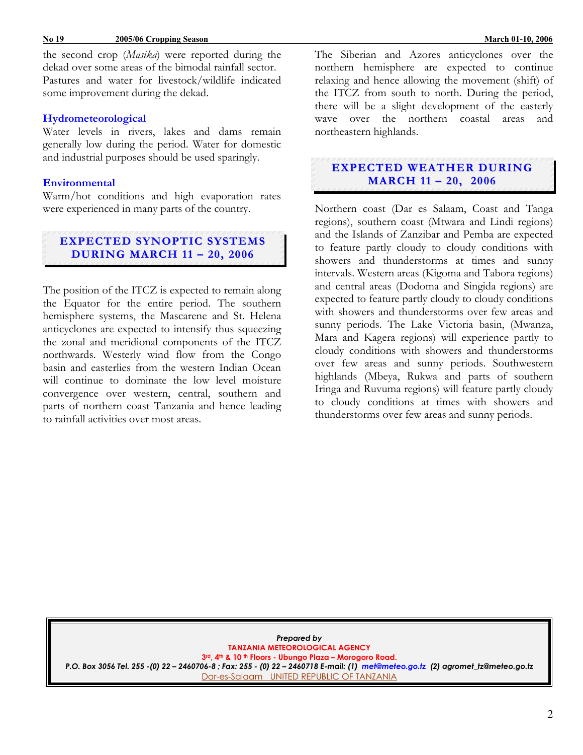the second crop (*Masika*) were reported during the dekad over some areas of the bimodal rainfall sector. Pastures and water for livestock/wildlife indicated some improvement during the dekad.

### Hydrometeorological

Water levels in rivers, lakes and dams remain generally low during the period. Water for domestic and industrial purposes should be used sparingly.

### Environmental

Warm/hot conditions and high evaporation rates were experienced in many parts of the country.

## EXPECTED SYNOPTIC SYSTEMS DURING MARCH 11 – 20, 2006

The position of the ITCZ is expected to remain along the Equator for the entire period. The southern hemisphere systems, the Mascarene and St. Helena anticyclones are expected to intensify thus squeezing the zonal and meridional components of the ITCZ northwards. Westerly wind flow from the Congo basin and easterlies from the western Indian Ocean will continue to dominate the low level moisture convergence over western, central, southern and parts of northern coast Tanzania and hence leading to rainfall activities over most areas.

The Siberian and Azores anticyclones over the northern hemisphere are expected to continue relaxing and hence allowing the movement (shift) of the ITCZ from south to north. During the period, there will be a slight development of the easterly wave over the northern coastal areas and northeastern highlands.

## EXPECTED WEATHER DURING MARCH 11 – 20, 2006

Northern coast (Dar es Salaam, Coast and Tanga regions), southern coast (Mtwara and Lindi regions) and the Islands of Zanzibar and Pemba are expected to feature partly cloudy to cloudy conditions with showers and thunderstorms at times and sunny intervals. Western areas (Kigoma and Tabora regions) and central areas (Dodoma and Singida regions) are expected to feature partly cloudy to cloudy conditions with showers and thunderstorms over few areas and sunny periods. The Lake Victoria basin, (Mwanza, Mara and Kagera regions) will experience partly to cloudy conditions with showers and thunderstorms over few areas and sunny periods. Southwestern highlands (Mbeya, Rukwa and parts of southern Iringa and Ruvuma regions) will feature partly cloudy to cloudy conditions at times with showers and thunderstorms over few areas and sunny periods.

*Prepared by*
**TANZANIA METEOROLOGICAL AGENCY**
**3rd, 4th & 10th Floors - Ubungo Plaza – Morogoro Road.**
*P.O. Box 3056 Tel. 255 -(0) 22 – 2460706-8 ; Fax: 255 - (0) 22 – 2460718 E-mail: (1) met@meteo.go.tz (2) agromet_tz@meteo.go.tz*
Dar-es-Salaam UNITED REPUBLIC OF TANZANIA